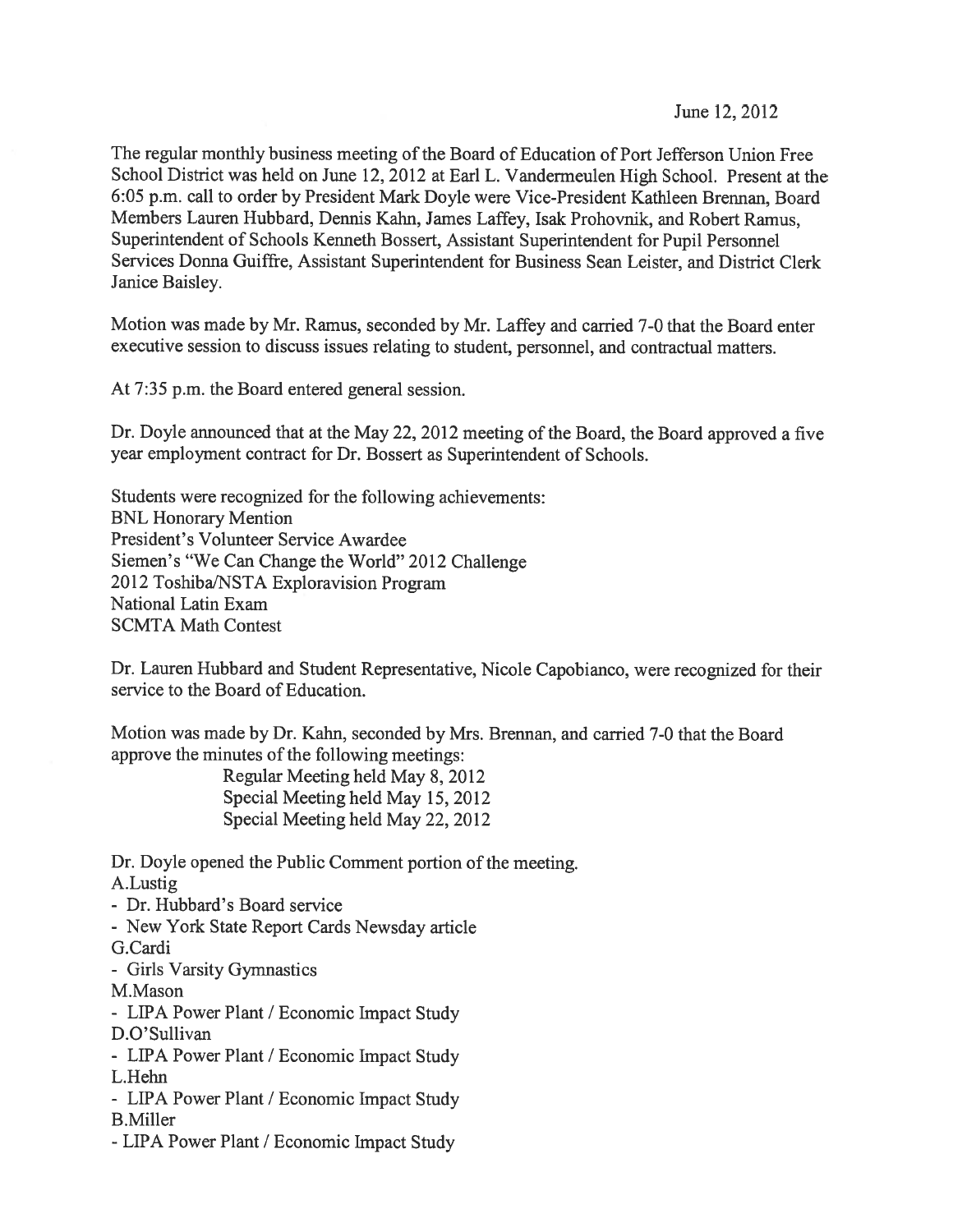June 12, 2012

The regular monthly business meeting of the Board of Education of Port Jefferson Union Free School District was held on June 12, 2012 at Earl L. Vandermeulen High School. Present at the 6:05 p.m. call to order by President Mark Doyle were Vice-President Kathleen Brennan, Board Members Lauren Hubbard, Dennis Kahn, James Laffey, Isak Prohovnik, and Robert Ramus, Superintendent of Schools Kenneth Bossert, Assistant Superintendent for Pupil Personnel Services Donna Guiffre, Assistant Superintendent for Business Sean Leister, and District Clerk Janice Baisley.

Motion was made by Mr. Ramus, seconded by Mr. Laffey and carried 7-0 that the Board enter executive session to discuss issues relating to student, personnel, and contractual matters.

At 7:35 p.m. the Board entered general session.

Dr. Doyle announced that at the May 22, 2012 meeting of the Board, the Board approved a five year employment contract for Dr. Bossert as Superintendent of Schools.

Students were recognized for the following achievements:
BNL Honorary Mention
President's Volunteer Service Awardee
Siemen's "We Can Change the World" 2012 Challenge
2012 Toshiba/NSTA Exploravision Program
National Latin Exam
SCMTA Math Contest

Dr. Lauren Hubbard and Student Representative, Nicole Capobianco, were recognized for their service to the Board of Education.

Motion was made by Dr. Kahn, seconded by Mrs. Brennan, and carried 7-0 that the Board approve the minutes of the following meetings:

Regular Meeting held May 8, 2012
Special Meeting held May 15, 2012
Special Meeting held May 22, 2012

Dr. Doyle opened the Public Comment portion of the meeting.

A.Lustig
- Dr. Hubbard's Board service
- New York State Report Cards Newsday article

G.Cardi
- Girls Varsity Gymnastics

M.Mason
- LIPA Power Plant / Economic Impact Study

D.O'Sullivan
- LIPA Power Plant / Economic Impact Study

L.Hehn
- LIPA Power Plant / Economic Impact Study

B.Miller
- LIPA Power Plant / Economic Impact Study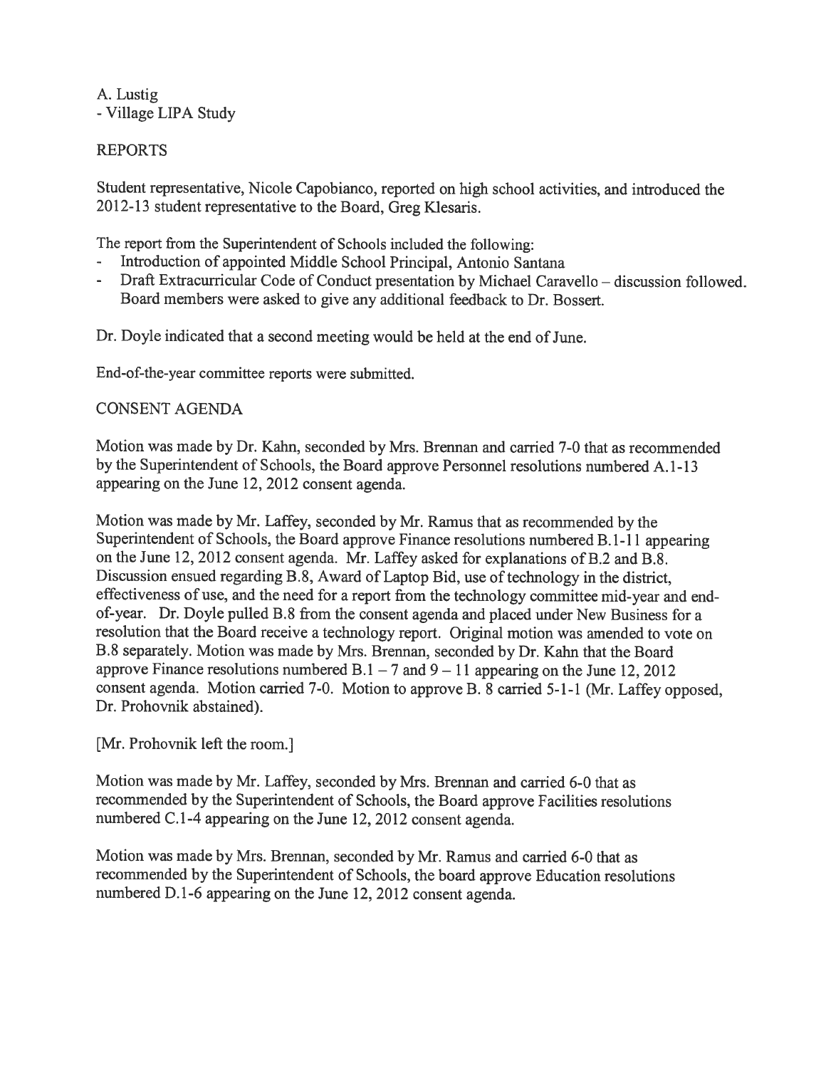A. Lustig
- Village LIPA Study

## REPORTS

Student representative, Nicole Capobianco, reported on high school activities, and introduced the 2012-13 student representative to the Board, Greg Klesaris.

The report from the Superintendent of Schools included the following:

- Introduction of appointed Middle School Principal, Antonio Santana
- Draft Extracurricular Code of Conduct presentation by Michael Caravello – discussion followed. Board members were asked to give any additional feedback to Dr. Bossert.

Dr. Doyle indicated that a second meeting would be held at the end of June.

End-of-the-year committee reports were submitted.

## CONSENT AGENDA

Motion was made by Dr. Kahn, seconded by Mrs. Brennan and carried 7-0 that as recommended by the Superintendent of Schools, the Board approve Personnel resolutions numbered A.1-13 appearing on the June 12, 2012 consent agenda.

Motion was made by Mr. Laffey, seconded by Mr. Ramus that as recommended by the Superintendent of Schools, the Board approve Finance resolutions numbered B.1-11 appearing on the June 12, 2012 consent agenda. Mr. Laffey asked for explanations of B.2 and B.8. Discussion ensued regarding B.8, Award of Laptop Bid, use of technology in the district, effectiveness of use, and the need for a report from the technology committee mid-year and end-of-year. Dr. Doyle pulled B.8 from the consent agenda and placed under New Business for a resolution that the Board receive a technology report. Original motion was amended to vote on B.8 separately. Motion was made by Mrs. Brennan, seconded by Dr. Kahn that the Board approve Finance resolutions numbered B.1 – 7 and 9 – 11 appearing on the June 12, 2012 consent agenda. Motion carried 7-0. Motion to approve B. 8 carried 5-1-1 (Mr. Laffey opposed, Dr. Prohovnik abstained).

[Mr. Prohovnik left the room.]

Motion was made by Mr. Laffey, seconded by Mrs. Brennan and carried 6-0 that as recommended by the Superintendent of Schools, the Board approve Facilities resolutions numbered C.1-4 appearing on the June 12, 2012 consent agenda.

Motion was made by Mrs. Brennan, seconded by Mr. Ramus and carried 6-0 that as recommended by the Superintendent of Schools, the board approve Education resolutions numbered D.1-6 appearing on the June 12, 2012 consent agenda.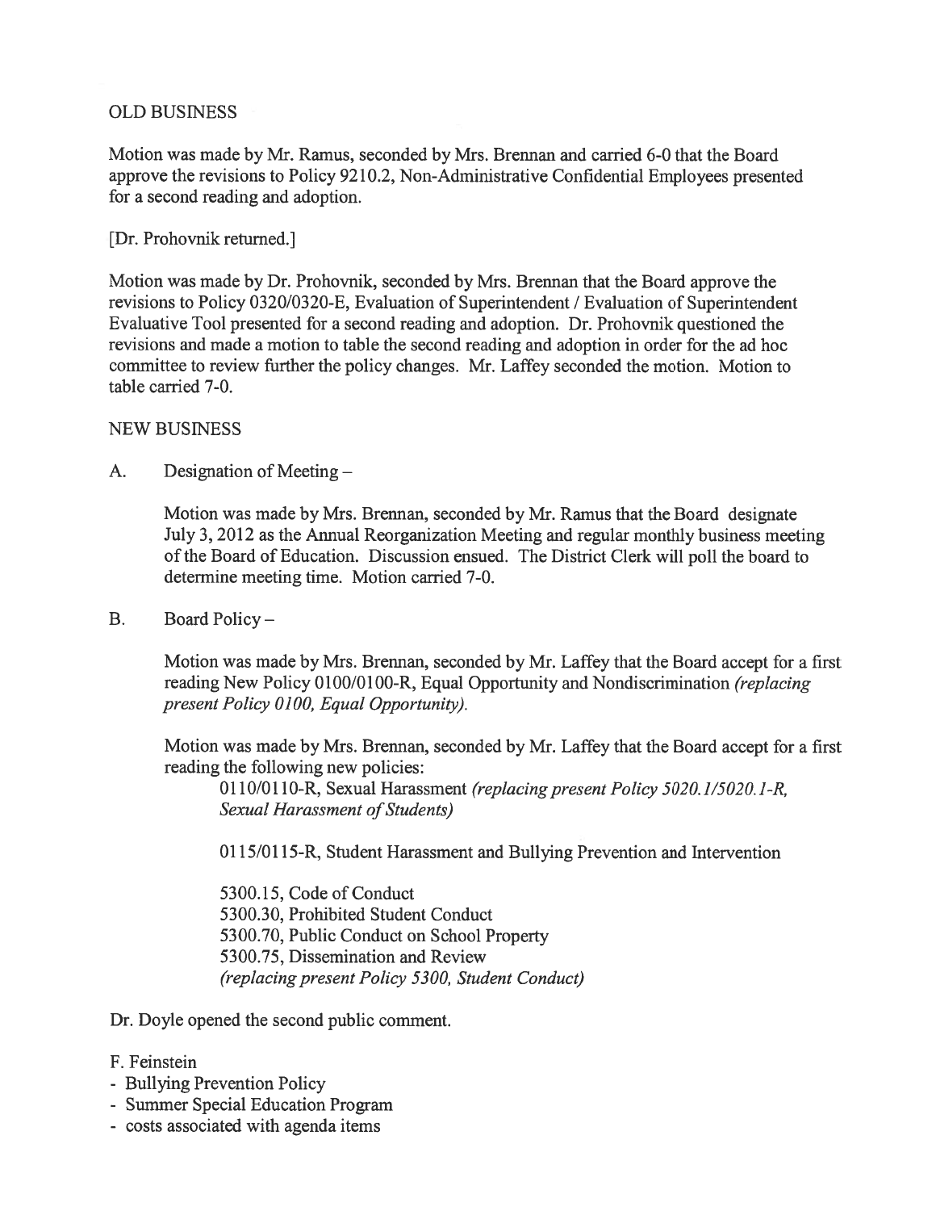OLD BUSINESS

Motion was made by Mr. Ramus, seconded by Mrs. Brennan and carried 6-0 that the Board approve the revisions to Policy 9210.2, Non-Administrative Confidential Employees presented for a second reading and adoption.

[Dr. Prohovnik returned.]

Motion was made by Dr. Prohovnik, seconded by Mrs. Brennan that the Board approve the revisions to Policy 0320/0320-E, Evaluation of Superintendent / Evaluation of Superintendent Evaluative Tool presented for a second reading and adoption. Dr. Prohovnik questioned the revisions and made a motion to table the second reading and adoption in order for the ad hoc committee to review further the policy changes. Mr. Laffey seconded the motion. Motion to table carried 7-0.

NEW BUSINESS

A. Designation of Meeting –

Motion was made by Mrs. Brennan, seconded by Mr. Ramus that the Board designate July 3, 2012 as the Annual Reorganization Meeting and regular monthly business meeting of the Board of Education. Discussion ensued. The District Clerk will poll the board to determine meeting time. Motion carried 7-0.

B. Board Policy –

Motion was made by Mrs. Brennan, seconded by Mr. Laffey that the Board accept for a first reading New Policy 0100/0100-R, Equal Opportunity and Nondiscrimination *(replacing present Policy 0100, Equal Opportunity).*

Motion was made by Mrs. Brennan, seconded by Mr. Laffey that the Board accept for a first reading the following new policies:

0110/0110-R, Sexual Harassment *(replacing present Policy 5020.1/5020.1-R, Sexual Harassment of Students)*

0115/0115-R, Student Harassment and Bullying Prevention and Intervention

5300.15, Code of Conduct
5300.30, Prohibited Student Conduct
5300.70, Public Conduct on School Property
5300.75, Dissemination and Review
*(replacing present Policy 5300, Student Conduct)*

Dr. Doyle opened the second public comment.

F. Feinstein
- Bullying Prevention Policy
- Summer Special Education Program
- costs associated with agenda items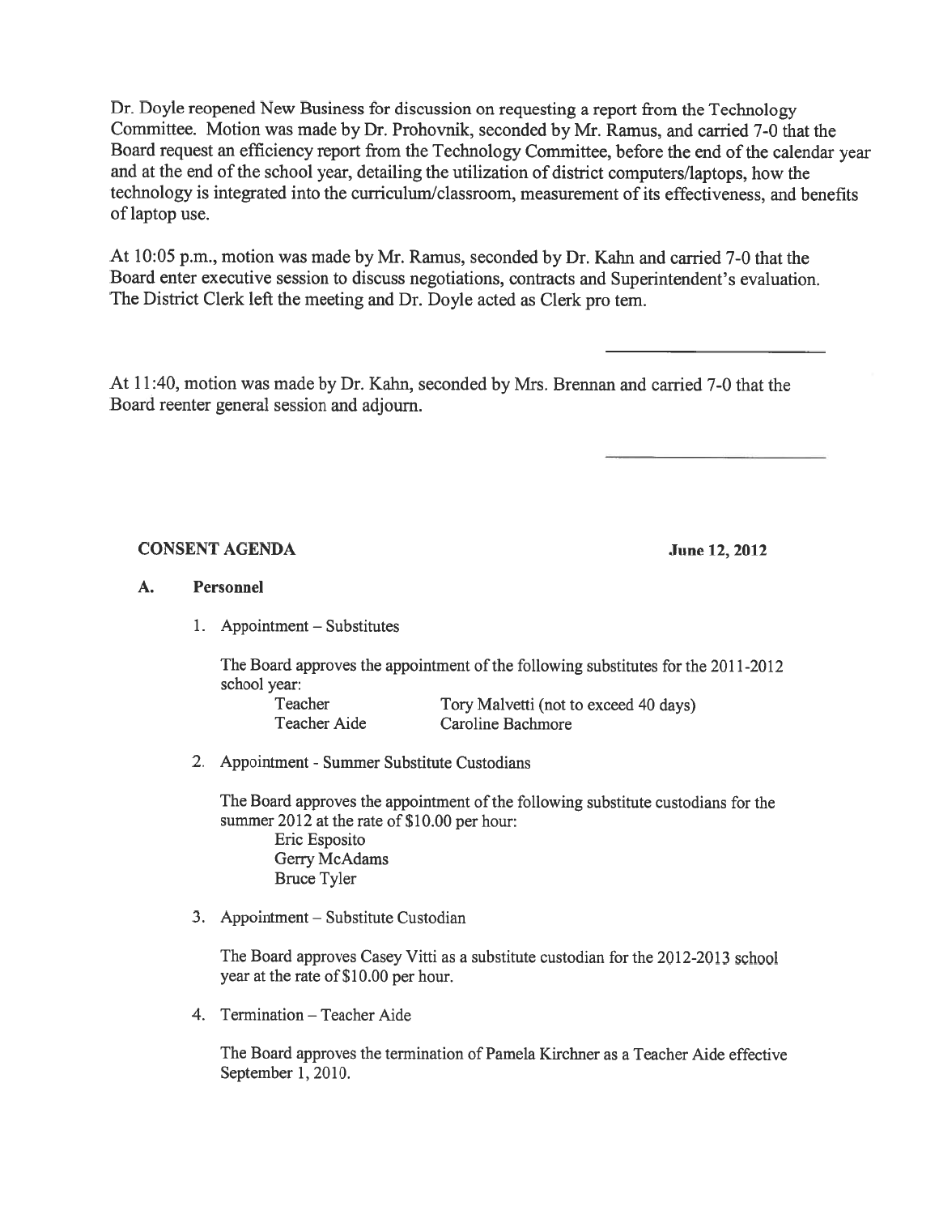Dr. Doyle reopened New Business for discussion on requesting a report from the Technology Committee. Motion was made by Dr. Prohovnik, seconded by Mr. Ramus, and carried 7-0 that the Board request an efficiency report from the Technology Committee, before the end of the calendar year and at the end of the school year, detailing the utilization of district computers/laptops, how the technology is integrated into the curriculum/classroom, measurement of its effectiveness, and benefits of laptop use.

At 10:05 p.m., motion was made by Mr. Ramus, seconded by Dr. Kahn and carried 7-0 that the Board enter executive session to discuss negotiations, contracts and Superintendent's evaluation. The District Clerk left the meeting and Dr. Doyle acted as Clerk pro tem.

\_\_\_\_\_\_\_\_\_\_\_\_\_\_\_\_\_\_\_\_\_\_

At 11:40, motion was made by Dr. Kahn, seconded by Mrs. Brennan and carried 7-0 that the Board reenter general session and adjourn.

\_\_\_\_\_\_\_\_\_\_\_\_\_\_\_\_\_\_\_\_\_\_

**CONSENT AGENDA** **June 12, 2012**

**A. Personnel**

1. Appointment – Substitutes

   The Board approves the appointment of the following substitutes for the 2011-2012 school year:

   | | |
   |---|---|
   | Teacher | Tory Malvetti (not to exceed 40 days) |
   | Teacher Aide | Caroline Bachmore |

2. Appointment - Summer Substitute Custodians

   The Board approves the appointment of the following substitute custodians for the summer 2012 at the rate of $10.00 per hour:

   Eric Esposito
   Gerry McAdams
   Bruce Tyler

3. Appointment – Substitute Custodian

   The Board approves Casey Vitti as a substitute custodian for the 2012-2013 school year at the rate of $10.00 per hour.

4. Termination – Teacher Aide

   The Board approves the termination of Pamela Kirchner as a Teacher Aide effective September 1, 2010.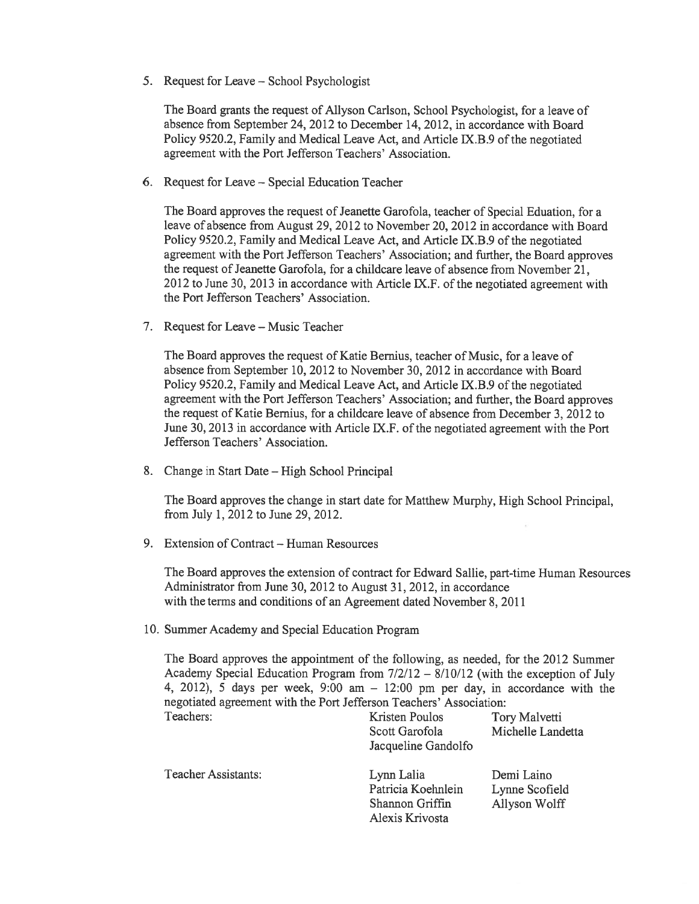5. Request for Leave – School Psychologist

   The Board grants the request of Allyson Carlson, School Psychologist, for a leave of absence from September 24, 2012 to December 14, 2012, in accordance with Board Policy 9520.2, Family and Medical Leave Act, and Article IX.B.9 of the negotiated agreement with the Port Jefferson Teachers' Association.

6. Request for Leave – Special Education Teacher

   The Board approves the request of Jeanette Garofola, teacher of Special Eduation, for a leave of absence from August 29, 2012 to November 20, 2012 in accordance with Board Policy 9520.2, Family and Medical Leave Act, and Article IX.B.9 of the negotiated agreement with the Port Jefferson Teachers' Association; and further, the Board approves the request of Jeanette Garofola, for a childcare leave of absence from November 21, 2012 to June 30, 2013 in accordance with Article IX.F. of the negotiated agreement with the Port Jefferson Teachers' Association.

7. Request for Leave – Music Teacher

   The Board approves the request of Katie Bernius, teacher of Music, for a leave of absence from September 10, 2012 to November 30, 2012 in accordance with Board Policy 9520.2, Family and Medical Leave Act, and Article IX.B.9 of the negotiated agreement with the Port Jefferson Teachers' Association; and further, the Board approves the request of Katie Bernius, for a childcare leave of absence from December 3, 2012 to June 30, 2013 in accordance with Article IX.F. of the negotiated agreement with the Port Jefferson Teachers' Association.

8. Change in Start Date – High School Principal

   The Board approves the change in start date for Matthew Murphy, High School Principal, from July 1, 2012 to June 29, 2012.

9. Extension of Contract – Human Resources

   The Board approves the extension of contract for Edward Sallie, part-time Human Resources Administrator from June 30, 2012 to August 31, 2012, in accordance with the terms and conditions of an Agreement dated November 8, 2011

10. Summer Academy and Special Education Program

    The Board approves the appointment of the following, as needed, for the 2012 Summer Academy Special Education Program from 7/2/12 – 8/10/12 (with the exception of July 4, 2012), 5 days per week, 9:00 am – 12:00 pm per day, in accordance with the negotiated agreement with the Port Jefferson Teachers' Association:

| | | |
|---|---|---|
| Teachers: | Kristen Poulos | Tory Malvetti |
| | Scott Garofola | Michelle Landetta |
| | Jacqueline Gandolfo | |
| Teacher Assistants: | Lynn Lalia | Demi Laino |
| | Patricia Koehnlein | Lynne Scofield |
| | Shannon Griffin | Allyson Wolff |
| | Alexis Krivosta | |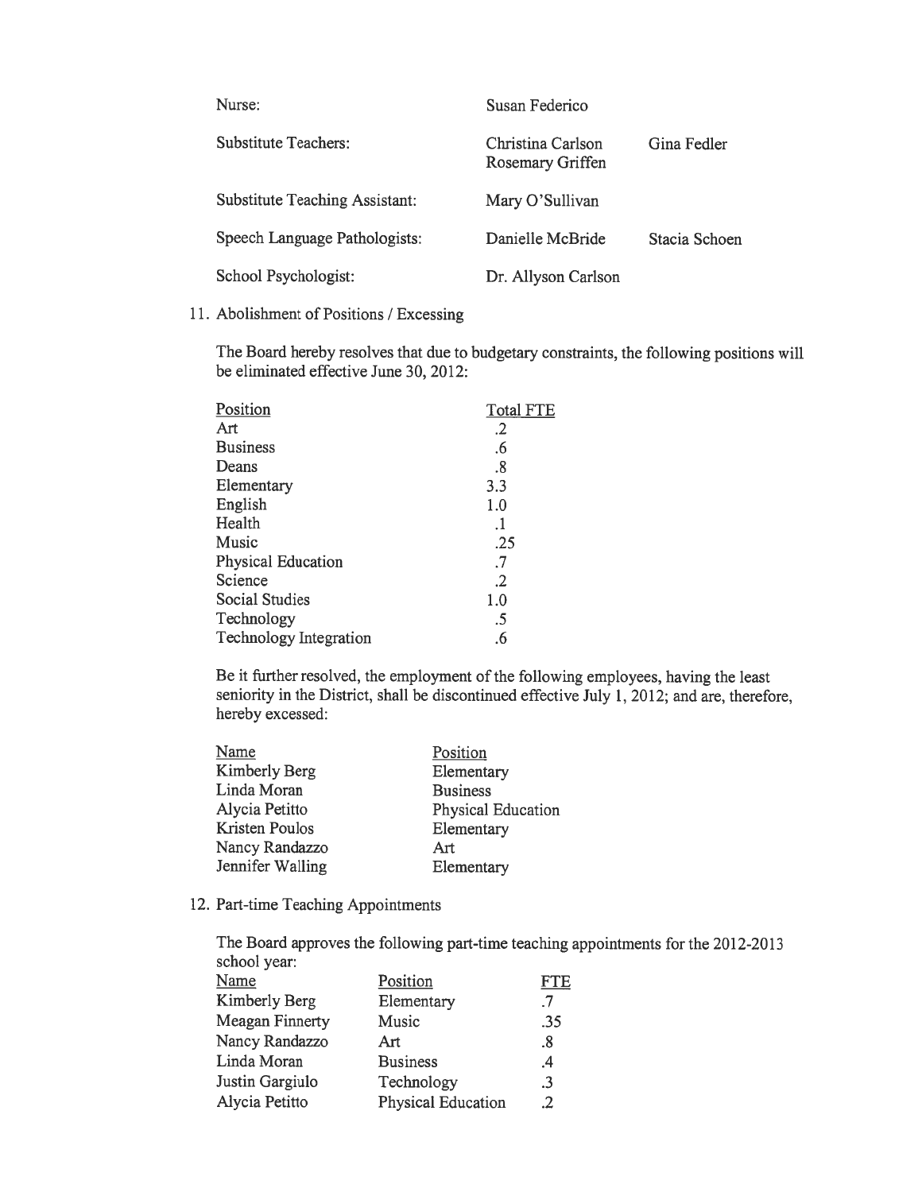| | | |
|---|---|---|
| Nurse: | Susan Federico | |
| Substitute Teachers: | Christina Carlson<br>Rosemary Griffen | Gina Fedler |
| Substitute Teaching Assistant: | Mary O'Sullivan | |
| Speech Language Pathologists: | Danielle McBride | Stacia Schoen |
| School Psychologist: | Dr. Allyson Carlson | |

11. Abolishment of Positions / Excessing

The Board hereby resolves that due to budgetary constraints, the following positions will be eliminated effective June 30, 2012:

| Position | Total FTE |
|---|---|
| Art | .2 |
| Business | .6 |
| Deans | .8 |
| Elementary | 3.3 |
| English | 1.0 |
| Health | .1 |
| Music | .25 |
| Physical Education | .7 |
| Science | .2 |
| Social Studies | 1.0 |
| Technology | .5 |
| Technology Integration | .6 |

Be it further resolved, the employment of the following employees, having the least seniority in the District, shall be discontinued effective July 1, 2012; and are, therefore, hereby excessed:

| Name | Position |
|---|---|
| Kimberly Berg | Elementary |
| Linda Moran | Business |
| Alycia Petitto | Physical Education |
| Kristen Poulos | Elementary |
| Nancy Randazzo | Art |
| Jennifer Walling | Elementary |

12. Part-time Teaching Appointments

The Board approves the following part-time teaching appointments for the 2012-2013 school year:

| Name | Position | FTE |
|---|---|---|
| Kimberly Berg | Elementary | .7 |
| Meagan Finnerty | Music | .35 |
| Nancy Randazzo | Art | .8 |
| Linda Moran | Business | .4 |
| Justin Gargiulo | Technology | .3 |
| Alycia Petitto | Physical Education | .2 |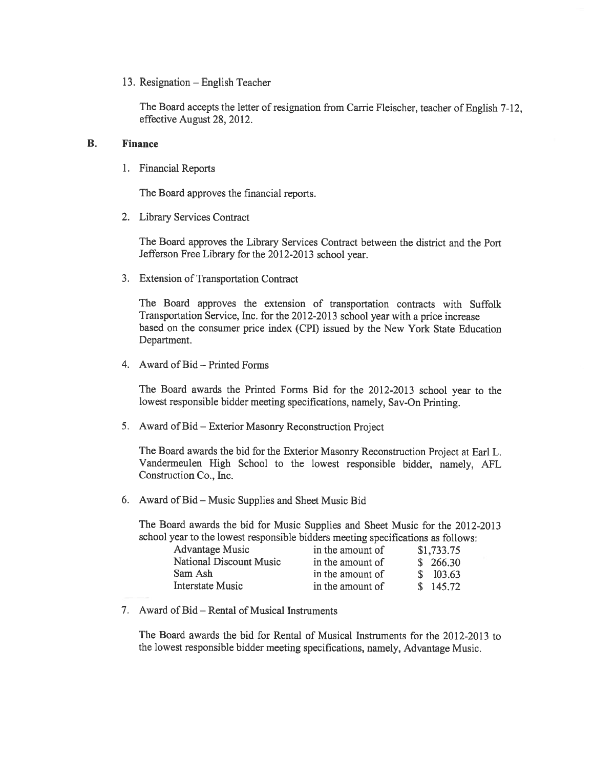13. Resignation – English Teacher

    The Board accepts the letter of resignation from Carrie Fleischer, teacher of English 7-12, effective August 28, 2012.

## B. Finance

1. Financial Reports

   The Board approves the financial reports.

2. Library Services Contract

   The Board approves the Library Services Contract between the district and the Port Jefferson Free Library for the 2012-2013 school year.

3. Extension of Transportation Contract

   The Board approves the extension of transportation contracts with Suffolk Transportation Service, Inc. for the 2012-2013 school year with a price increase based on the consumer price index (CPI) issued by the New York State Education Department.

4. Award of Bid – Printed Forms

   The Board awards the Printed Forms Bid for the 2012-2013 school year to the lowest responsible bidder meeting specifications, namely, Sav-On Printing.

5. Award of Bid – Exterior Masonry Reconstruction Project

   The Board awards the bid for the Exterior Masonry Reconstruction Project at Earl L. Vandermeulen High School to the lowest responsible bidder, namely, AFL Construction Co., Inc.

6. Award of Bid – Music Supplies and Sheet Music Bid

   The Board awards the bid for Music Supplies and Sheet Music for the 2012-2013 school year to the lowest responsible bidders meeting specifications as follows:

   | | | |
   |---|---|---|
   | Advantage Music | in the amount of | $1,733.75 |
   | National Discount Music | in the amount of | $ 266.30 |
   | Sam Ash | in the amount of | $ 103.63 |
   | Interstate Music | in the amount of | $ 145.72 |

7. Award of Bid – Rental of Musical Instruments

   The Board awards the bid for Rental of Musical Instruments for the 2012-2013 to the lowest responsible bidder meeting specifications, namely, Advantage Music.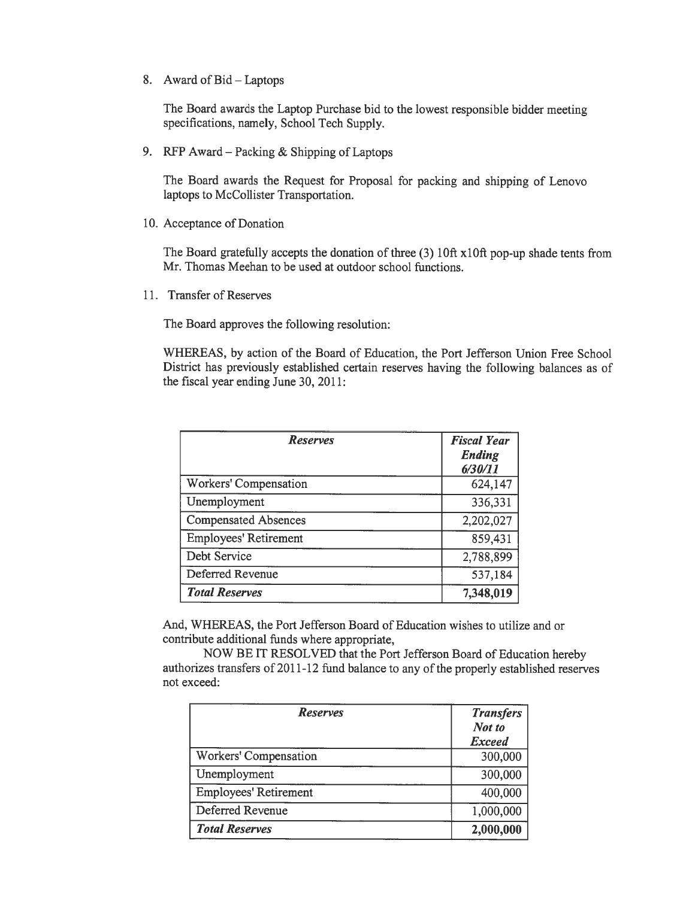8. Award of Bid – Laptops

   The Board awards the Laptop Purchase bid to the lowest responsible bidder meeting specifications, namely, School Tech Supply.

9. RFP Award – Packing & Shipping of Laptops

   The Board awards the Request for Proposal for packing and shipping of Lenovo laptops to McCollister Transportation.

10. Acceptance of Donation

    The Board gratefully accepts the donation of three (3) 10ft x10ft pop-up shade tents from Mr. Thomas Meehan to be used at outdoor school functions.

11. Transfer of Reserves

    The Board approves the following resolution:

    WHEREAS, by action of the Board of Education, the Port Jefferson Union Free School District has previously established certain reserves having the following balances as of the fiscal year ending June 30, 2011:

| *Reserves* | *Fiscal Year Ending 6/30/11* |
|---|---|
| Workers' Compensation | 624,147 |
| Unemployment | 336,331 |
| Compensated Absences | 2,202,027 |
| Employees' Retirement | 859,431 |
| Debt Service | 2,788,899 |
| Deferred Revenue | 537,184 |
| ***Total Reserves*** | **7,348,019** |

And, WHEREAS, the Port Jefferson Board of Education wishes to utilize and or contribute additional funds where appropriate,

NOW BE IT RESOLVED that the Port Jefferson Board of Education hereby authorizes transfers of 2011-12 fund balance to any of the properly established reserves not exceed:

| *Reserves* | *Transfers Not to Exceed* |
|---|---|
| Workers' Compensation | 300,000 |
| Unemployment | 300,000 |
| Employees' Retirement | 400,000 |
| Deferred Revenue | 1,000,000 |
| ***Total Reserves*** | **2,000,000** |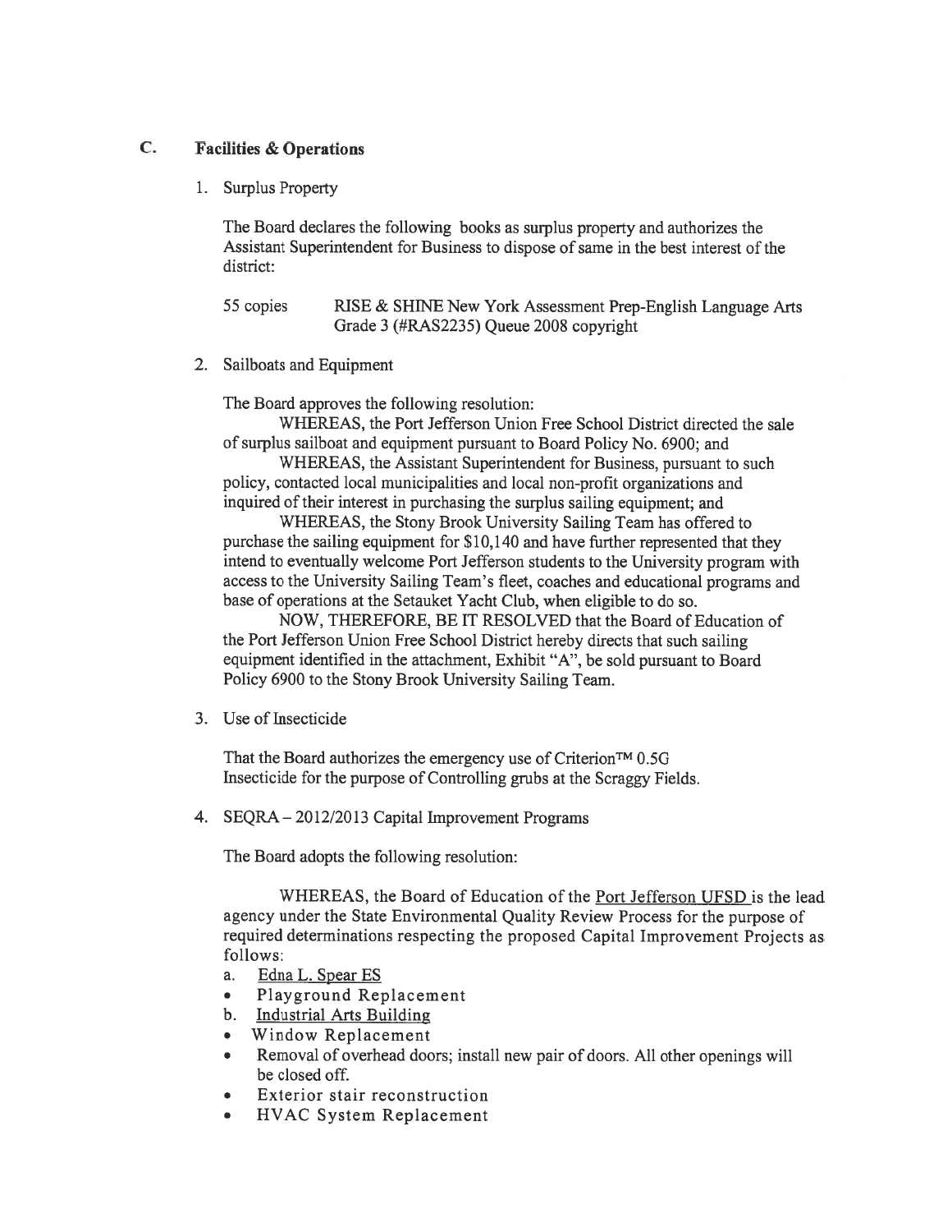## C. Facilities & Operations

1. Surplus Property

   The Board declares the following books as surplus property and authorizes the Assistant Superintendent for Business to dispose of same in the best interest of the district:

   55 copies RISE & SHINE New York Assessment Prep-English Language Arts Grade 3 (#RAS2235) Queue 2008 copyright

2. Sailboats and Equipment

   The Board approves the following resolution:

   WHEREAS, the Port Jefferson Union Free School District directed the sale of surplus sailboat and equipment pursuant to Board Policy No. 6900; and

   WHEREAS, the Assistant Superintendent for Business, pursuant to such policy, contacted local municipalities and local non-profit organizations and inquired of their interest in purchasing the surplus sailing equipment; and

   WHEREAS, the Stony Brook University Sailing Team has offered to purchase the sailing equipment for $10,140 and have further represented that they intend to eventually welcome Port Jefferson students to the University program with access to the University Sailing Team's fleet, coaches and educational programs and base of operations at the Setauket Yacht Club, when eligible to do so.

   NOW, THEREFORE, BE IT RESOLVED that the Board of Education of the Port Jefferson Union Free School District hereby directs that such sailing equipment identified in the attachment, Exhibit "A", be sold pursuant to Board Policy 6900 to the Stony Brook University Sailing Team.

3. Use of Insecticide

   That the Board authorizes the emergency use of Criterion™ 0.5G Insecticide for the purpose of Controlling grubs at the Scraggy Fields.

4. SEQRA – 2012/2013 Capital Improvement Programs

   The Board adopts the following resolution:

   WHEREAS, the Board of Education of the Port Jefferson UFSD is the lead agency under the State Environmental Quality Review Process for the purpose of required determinations respecting the proposed Capital Improvement Projects as follows:

   a. Edna L. Spear ES
   - Playground Replacement

   b. Industrial Arts Building
   - Window Replacement
   - Removal of overhead doors; install new pair of doors. All other openings will be closed off.
   - Exterior stair reconstruction
   - HVAC System Replacement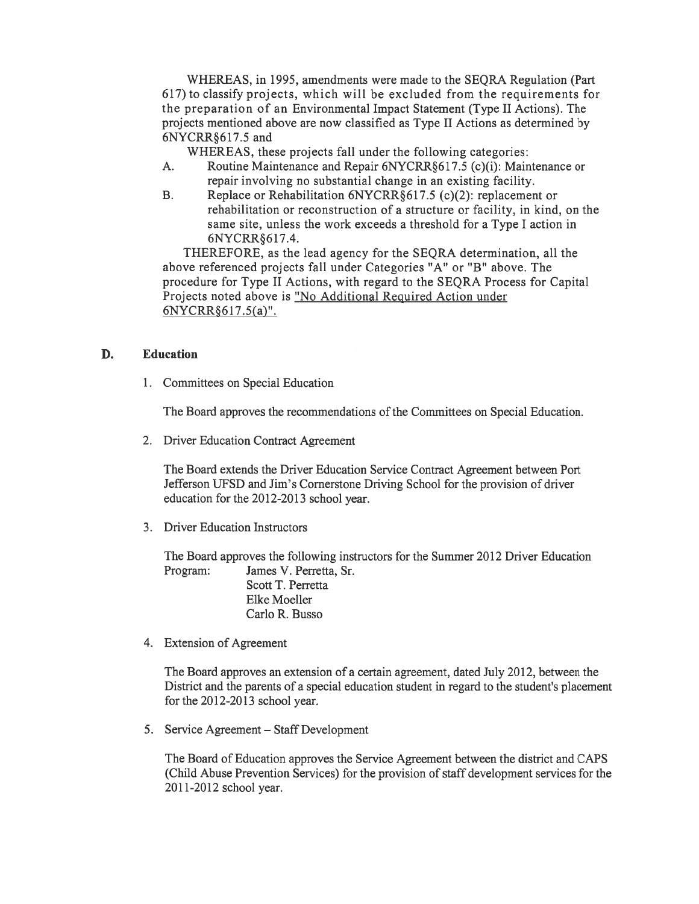WHEREAS, in 1995, amendments were made to the SEQRA Regulation (Part 617) to classify projects, which will be excluded from the requirements for the preparation of an Environmental Impact Statement (Type II Actions). The projects mentioned above are now classified as Type II Actions as determined by 6NYCRR§617.5 and

WHEREAS, these projects fall under the following categories:

A. Routine Maintenance and Repair 6NYCRR§617.5 (c)(i): Maintenance or repair involving no substantial change in an existing facility.

B. Replace or Rehabilitation 6NYCRR§617.5 (c)(2): replacement or rehabilitation or reconstruction of a structure or facility, in kind, on the same site, unless the work exceeds a threshold for a Type I action in 6NYCRR§617.4.

THEREFORE, as the lead agency for the SEQRA determination, all the above referenced projects fall under Categories "A" or "B" above. The procedure for Type II Actions, with regard to the SEQRA Process for Capital Projects noted above is "No Additional Required Action under 6NYCRR§617.5(a)".

## D. Education

1. Committees on Special Education

   The Board approves the recommendations of the Committees on Special Education.

2. Driver Education Contract Agreement

   The Board extends the Driver Education Service Contract Agreement between Port Jefferson UFSD and Jim's Cornerstone Driving School for the provision of driver education for the 2012-2013 school year.

3. Driver Education Instructors

   The Board approves the following instructors for the Summer 2012 Driver Education Program:
   - James V. Perretta, Sr.
   - Scott T. Perretta
   - Elke Moeller
   - Carlo R. Busso

4. Extension of Agreement

   The Board approves an extension of a certain agreement, dated July 2012, between the District and the parents of a special education student in regard to the student's placement for the 2012-2013 school year.

5. Service Agreement – Staff Development

   The Board of Education approves the Service Agreement between the district and CAPS (Child Abuse Prevention Services) for the provision of staff development services for the 2011-2012 school year.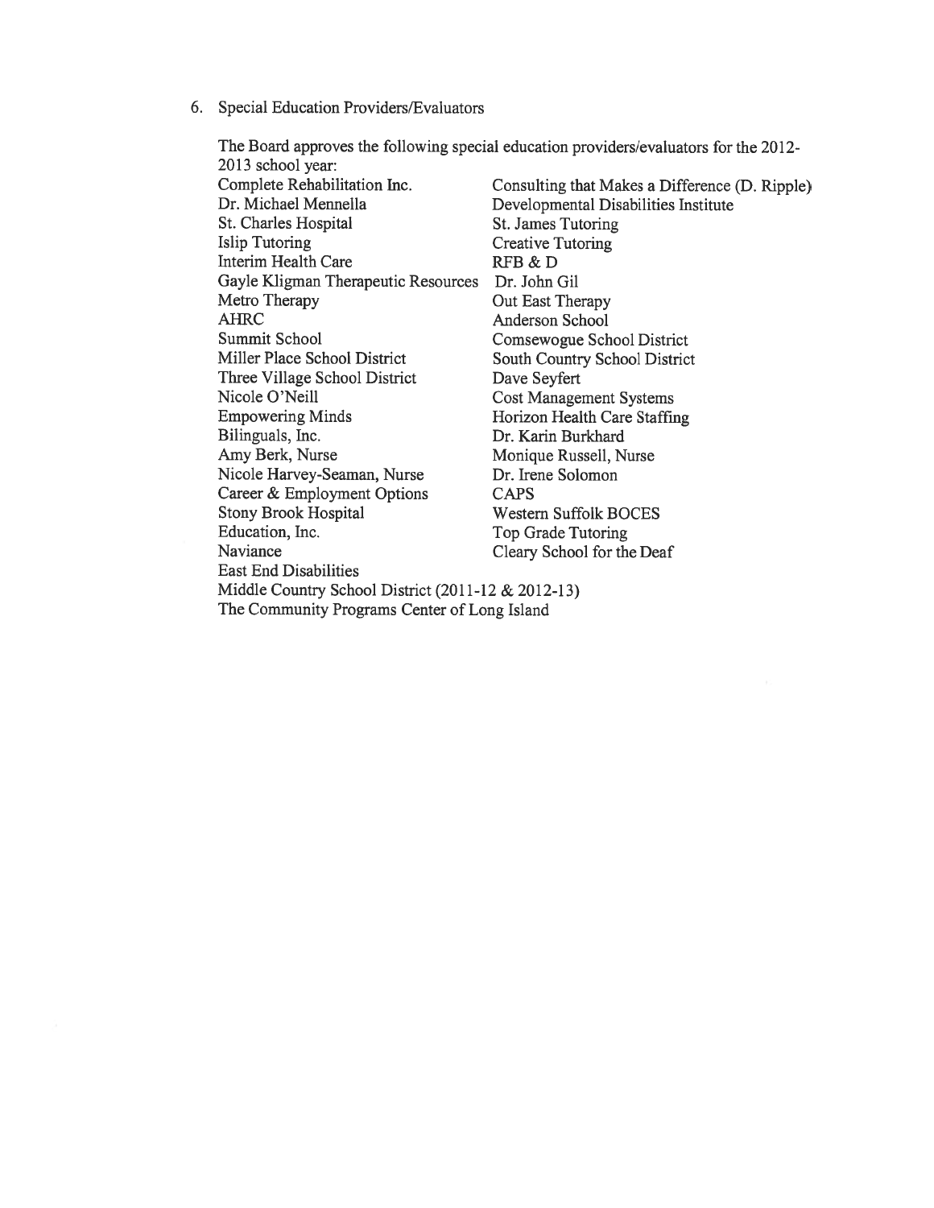6. Special Education Providers/Evaluators

   The Board approves the following special education providers/evaluators for the 2012-2013 school year:

   - Complete Rehabilitation Inc.
   - Consulting that Makes a Difference (D. Ripple)
   - Dr. Michael Mennella
   - Developmental Disabilities Institute
   - St. Charles Hospital
   - St. James Tutoring
   - Islip Tutoring
   - Creative Tutoring
   - Interim Health Care
   - RFB & D
   - Gayle Kligman Therapeutic Resources
   - Dr. John Gil
   - Metro Therapy
   - Out East Therapy
   - AHRC
   - Anderson School
   - Summit School
   - Comsewogue School District
   - Miller Place School District
   - South Country School District
   - Three Village School District
   - Dave Seyfert
   - Nicole O'Neill
   - Cost Management Systems
   - Empowering Minds
   - Horizon Health Care Staffing
   - Bilinguals, Inc.
   - Dr. Karin Burkhard
   - Amy Berk, Nurse
   - Monique Russell, Nurse
   - Nicole Harvey-Seaman, Nurse
   - Dr. Irene Solomon
   - Career & Employment Options
   - CAPS
   - Stony Brook Hospital
   - Western Suffolk BOCES
   - Education, Inc.
   - Top Grade Tutoring
   - Naviance
   - Cleary School for the Deaf
   - East End Disabilities
   - Middle Country School District (2011-12 & 2012-13)
   - The Community Programs Center of Long Island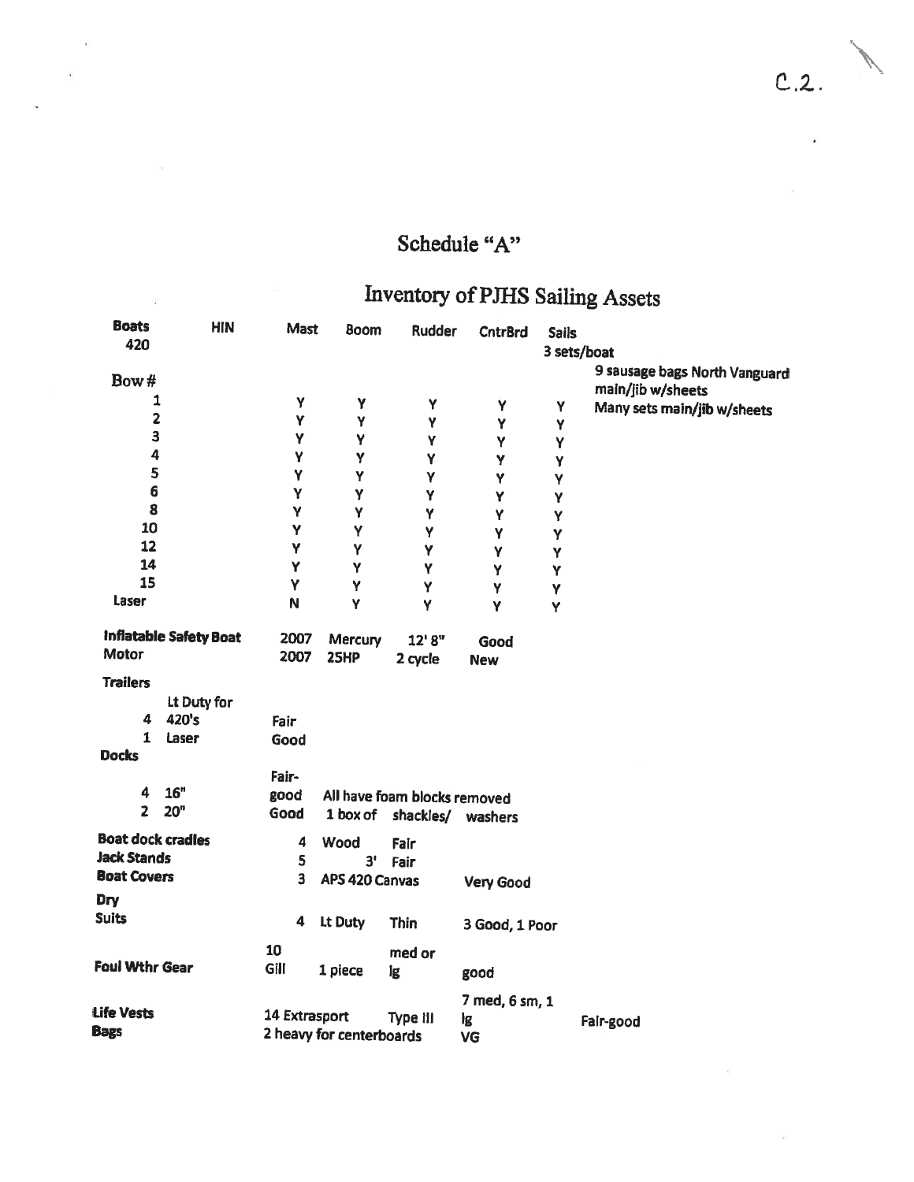C.2.

# Schedule "A"

## Inventory of PJHS Sailing Assets

| Boats 420 | HIN | Mast | Boom | Rudder | CntrBrd | Sails 3 sets/boat | |
|---|---|---|---|---|---|---|---|
| Bow # | | | | | | | 9 sausage bags North Vanguard main/jib w/sheets |
| 1 | | Y | Y | Y | Y | Y | Many sets main/jib w/sheets |
| 2 | | Y | Y | Y | Y | Y | |
| 3 | | Y | Y | Y | Y | Y | |
| 4 | | Y | Y | Y | Y | Y | |
| 5 | | Y | Y | Y | Y | Y | |
| 6 | | Y | Y | Y | Y | Y | |
| 8 | | Y | Y | Y | Y | Y | |
| 10 | | Y | Y | Y | Y | Y | |
| 12 | | Y | Y | Y | Y | Y | |
| 14 | | Y | Y | Y | Y | Y | |
| 15 | | Y | Y | Y | Y | Y | |
| Laser | | N | Y | Y | Y | Y | |

| | | | | | | |
|---|---|---|---|---|---|---|
| **Inflatable Safety Boat** | 2007 | Mercury | 12' 8" | Good | | |
| **Motor** | 2007 | 25HP | 2 cycle | New | | |
| **Trailers** | | | | | | |
| 4 Lt Duty for 420's | Fair | | | | | |
| 1 Laser | Good | | | | | |
| **Docks** | | | | | | |
| 4 16" | Fair-good | All have foam blocks removed | | | | |
| 2 20" | Good | 1 box of | shackles/ | washers | | |
| **Boat dock cradles** | 4 | Wood | Fair | | | |
| **Jack Stands** | 5 | 3' | Fair | | | |
| **Boat Covers** | 3 | APS 420 Canvas | | Very Good | | |
| **Dry Suits** | 4 | Lt Duty | Thin | 3 Good, 1 Poor | | |
| **Foul Wthr Gear** | 10 Gill | 1 piece | med or lg | good | | |
| **Life Vests** | 14 Extrasport | | Type III | 7 med, 6 sm, 1 lg | | Fair-good |
| **Bags** | 2 heavy for centerboards | | | VG | | |